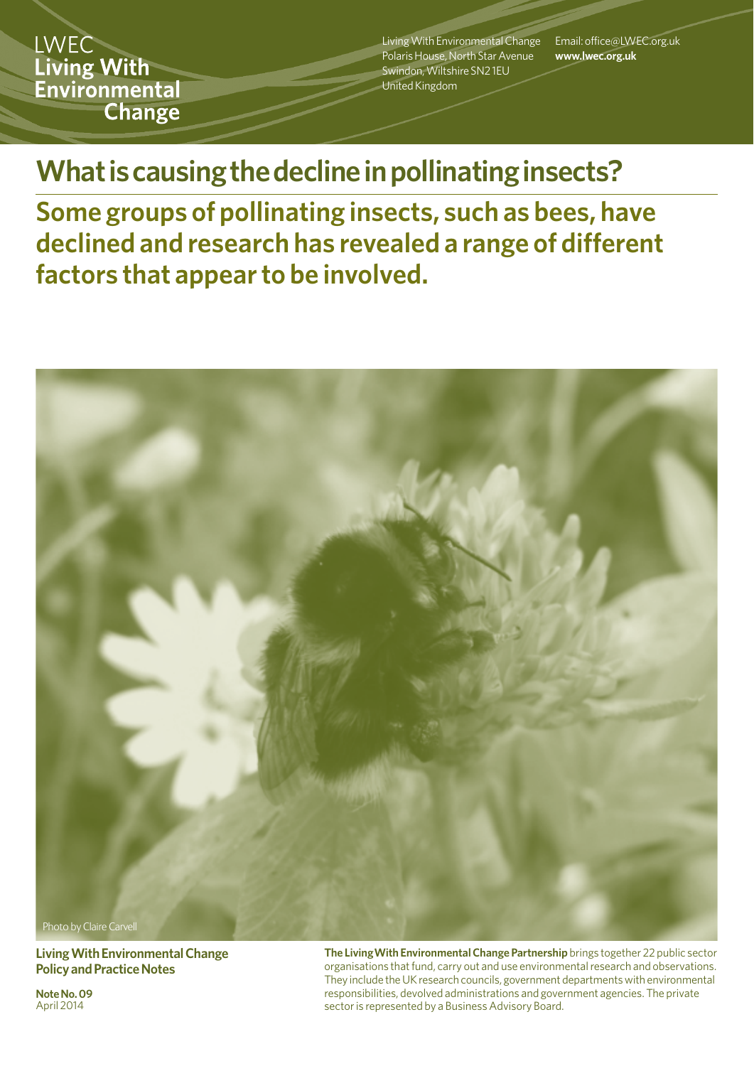LWEC
**Living With Environmental Change**

Living With Environmental Change
Polaris House, North Star Avenue
Swindon, Wiltshire SN2 1EU
United Kingdom

Email: office@LWEC.org.uk
**www.lwec.org.uk**

# What is causing the decline in pollinating insects?

## Some groups of pollinating insects, such as bees, have declined and research has revealed a range of different factors that appear to be involved.

Photo by Claire Carvell

**Living With Environmental Change Policy and Practice Notes**

**Note No. 09**
April 2014

**The Living With Environmental Change Partnership** brings together 22 public sector organisations that fund, carry out and use environmental research and observations. They include the UK research councils, government departments with environmental responsibilities, devolved administrations and government agencies. The private sector is represented by a Business Advisory Board.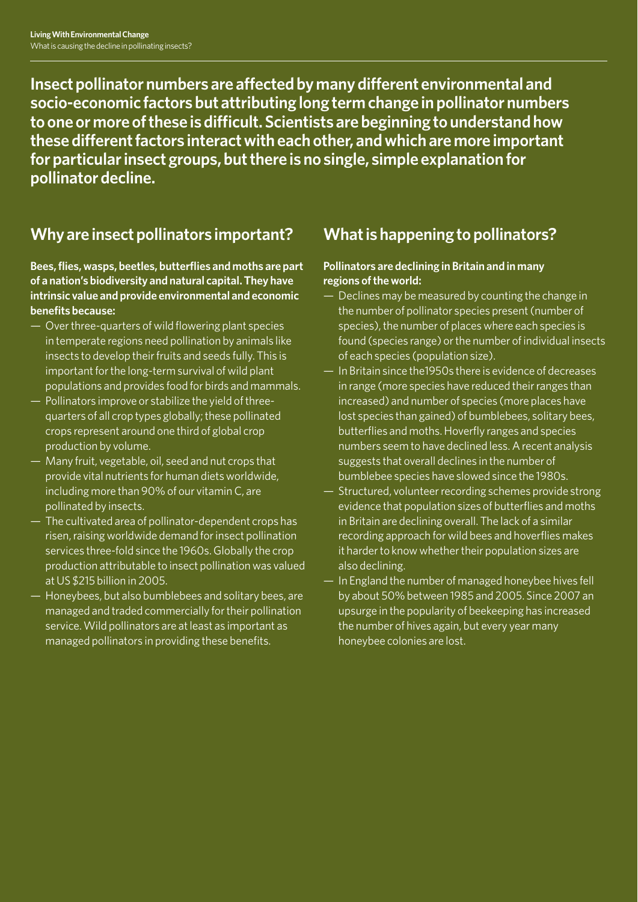**Insect pollinator numbers are affected by many different environmental and socio-economic factors but attributing long term change in pollinator numbers to one or more of these is difficult. Scientists are beginning to understand how these different factors interact with each other, and which are more important for particular insect groups, but there is no single, simple explanation for pollinator decline.**

## Why are insect pollinators important?

**Bees, flies, wasps, beetles, butterflies and moths are part of a nation's biodiversity and natural capital. They have intrinsic value and provide environmental and economic benefits because:**

- Over three-quarters of wild flowering plant species in temperate regions need pollination by animals like insects to develop their fruits and seeds fully. This is important for the long-term survival of wild plant populations and provides food for birds and mammals.
- Pollinators improve or stabilize the yield of three-quarters of all crop types globally; these pollinated crops represent around one third of global crop production by volume.
- Many fruit, vegetable, oil, seed and nut crops that provide vital nutrients for human diets worldwide, including more than 90% of our vitamin C, are pollinated by insects.
- The cultivated area of pollinator-dependent crops has risen, raising worldwide demand for insect pollination services three-fold since the 1960s. Globally the crop production attributable to insect pollination was valued at US $215 billion in 2005.
- Honeybees, but also bumblebees and solitary bees, are managed and traded commercially for their pollination service. Wild pollinators are at least as important as managed pollinators in providing these benefits.

## What is happening to pollinators?

**Pollinators are declining in Britain and in many regions of the world:**

- Declines may be measured by counting the change in the number of pollinator species present (number of species), the number of places where each species is found (species range) or the number of individual insects of each species (population size).
- In Britain since the1950s there is evidence of decreases in range (more species have reduced their ranges than increased) and number of species (more places have lost species than gained) of bumblebees, solitary bees, butterflies and moths. Hoverfly ranges and species numbers seem to have declined less. A recent analysis suggests that overall declines in the number of bumblebee species have slowed since the 1980s.
- Structured, volunteer recording schemes provide strong evidence that population sizes of butterflies and moths in Britain are declining overall. The lack of a similar recording approach for wild bees and hoverflies makes it harder to know whether their population sizes are also declining.
- In England the number of managed honeybee hives fell by about 50% between 1985 and 2005. Since 2007 an upsurge in the popularity of beekeeping has increased the number of hives again, but every year many honeybee colonies are lost.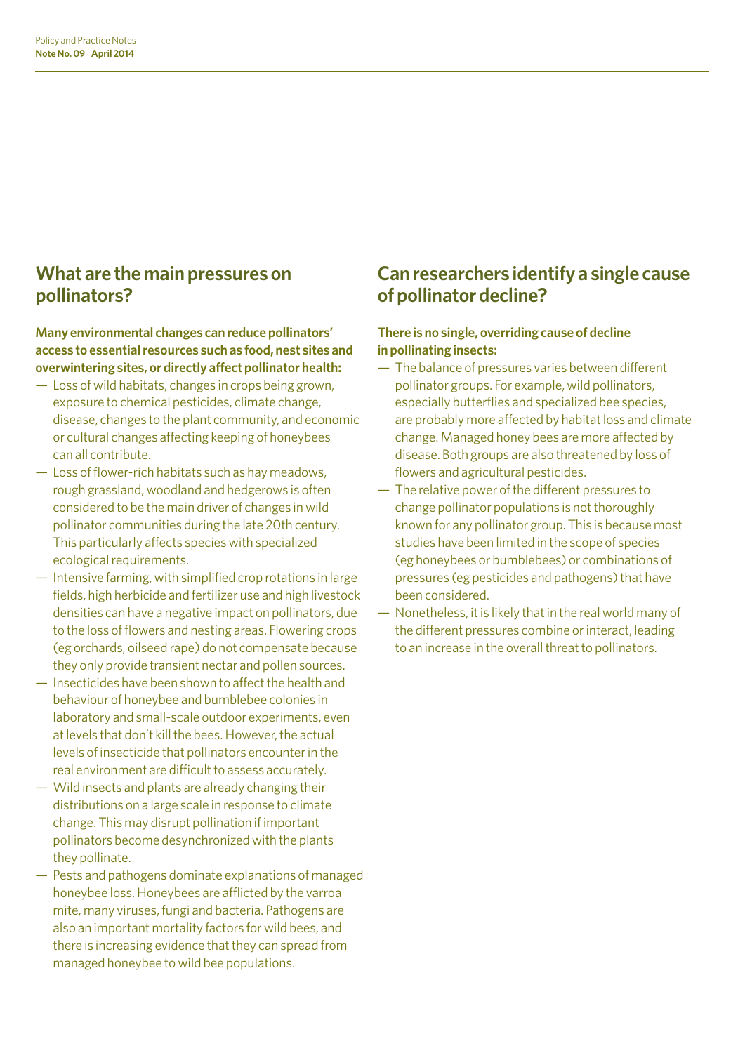## What are the main pressures on pollinators?

**Many environmental changes can reduce pollinators' access to essential resources such as food, nest sites and overwintering sites, or directly affect pollinator health:**

- Loss of wild habitats, changes in crops being grown, exposure to chemical pesticides, climate change, disease, changes to the plant community, and economic or cultural changes affecting keeping of honeybees can all contribute.
- Loss of flower-rich habitats such as hay meadows, rough grassland, woodland and hedgerows is often considered to be the main driver of changes in wild pollinator communities during the late 20th century. This particularly affects species with specialized ecological requirements.
- Intensive farming, with simplified crop rotations in large fields, high herbicide and fertilizer use and high livestock densities can have a negative impact on pollinators, due to the loss of flowers and nesting areas. Flowering crops (eg orchards, oilseed rape) do not compensate because they only provide transient nectar and pollen sources.
- Insecticides have been shown to affect the health and behaviour of honeybee and bumblebee colonies in laboratory and small-scale outdoor experiments, even at levels that don't kill the bees. However, the actual levels of insecticide that pollinators encounter in the real environment are difficult to assess accurately.
- Wild insects and plants are already changing their distributions on a large scale in response to climate change. This may disrupt pollination if important pollinators become desynchronized with the plants they pollinate.
- Pests and pathogens dominate explanations of managed honeybee loss. Honeybees are afflicted by the varroa mite, many viruses, fungi and bacteria. Pathogens are also an important mortality factors for wild bees, and there is increasing evidence that they can spread from managed honeybee to wild bee populations.

## Can researchers identify a single cause of pollinator decline?

**There is no single, overriding cause of decline in pollinating insects:**

- The balance of pressures varies between different pollinator groups. For example, wild pollinators, especially butterflies and specialized bee species, are probably more affected by habitat loss and climate change. Managed honey bees are more affected by disease. Both groups are also threatened by loss of flowers and agricultural pesticides.
- The relative power of the different pressures to change pollinator populations is not thoroughly known for any pollinator group. This is because most studies have been limited in the scope of species (eg honeybees or bumblebees) or combinations of pressures (eg pesticides and pathogens) that have been considered.
- Nonetheless, it is likely that in the real world many of the different pressures combine or interact, leading to an increase in the overall threat to pollinators.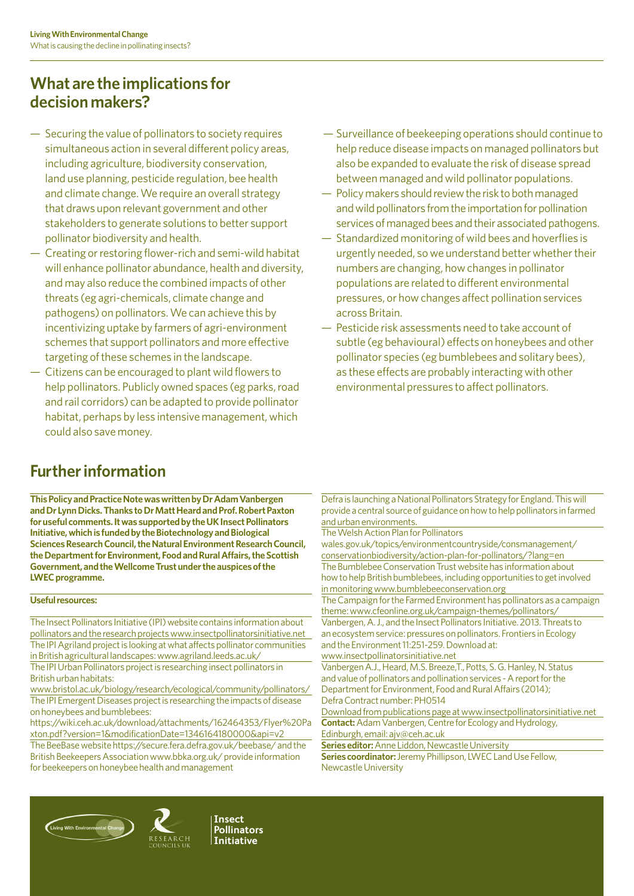## What are the implications for decision makers?

- Securing the value of pollinators to society requires simultaneous action in several different policy areas, including agriculture, biodiversity conservation, land use planning, pesticide regulation, bee health and climate change. We require an overall strategy that draws upon relevant government and other stakeholders to generate solutions to better support pollinator biodiversity and health.
- Creating or restoring flower-rich and semi-wild habitat will enhance pollinator abundance, health and diversity, and may also reduce the combined impacts of other threats (eg agri-chemicals, climate change and pathogens) on pollinators. We can achieve this by incentivizing uptake by farmers of agri-environment schemes that support pollinators and more effective targeting of these schemes in the landscape.
- Citizens can be encouraged to plant wild flowers to help pollinators. Publicly owned spaces (eg parks, road and rail corridors) can be adapted to provide pollinator habitat, perhaps by less intensive management, which could also save money.
- Surveillance of beekeeping operations should continue to help reduce disease impacts on managed pollinators but also be expanded to evaluate the risk of disease spread between managed and wild pollinator populations.
- Policy makers should review the risk to both managed and wild pollinators from the importation for pollination services of managed bees and their associated pathogens.
- Standardized monitoring of wild bees and hoverflies is urgently needed, so we understand better whether their numbers are changing, how changes in pollinator populations are related to different environmental pressures, or how changes affect pollination services across Britain.
- Pesticide risk assessments need to take account of subtle (eg behavioural) effects on honeybees and other pollinator species (eg bumblebees and solitary bees), as these effects are probably interacting with other environmental pressures to affect pollinators.

## Further information

**This Policy and Practice Note was written by Dr Adam Vanbergen and Dr Lynn Dicks. Thanks to Dr Matt Heard and Prof. Robert Paxton for useful comments. It was supported by the UK Insect Pollinators Initiative, which is funded by the Biotechnology and Biological Sciences Research Council, the Natural Environment Research Council, the Department for Environment, Food and Rural Affairs, the Scottish Government, and the Wellcome Trust under the auspices of the LWEC programme.**

**Useful resources:**

The Insect Pollinators Initiative (IPI) website contains information about pollinators and the research projects www.insectpollinatorsinitiative.net

The IPI Agriland project is looking at what affects pollinator communities in British agricultural landscapes: www.agriland.leeds.ac.uk/

The IPI Urban Pollinators project is researching insect pollinators in British urban habitats:
www.bristol.ac.uk/biology/research/ecological/community/pollinators/

The IPI Emergent Diseases project is researching the impacts of disease on honeybees and bumblebees:
https://wiki.ceh.ac.uk/download/attachments/162464353/Flyer%20Paxton.pdf?version=1&modificationDate=1346164180000&api=v2

The BeeBase website https://secure.fera.defra.gov.uk/beebase/ and the British Beekeepers Association www.bbka.org.uk/ provide information for beekeepers on honeybee health and management

Defra is launching a National Pollinators Strategy for England. This will provide a central source of guidance on how to help pollinators in farmed and urban environments.

The Welsh Action Plan for Pollinators
wales.gov.uk/topics/environmentcountryside/consmanagement/conservationbiodiversity/action-plan-for-pollinators/?lang=en

The Bumblebee Conservation Trust website has information about how to help British bumblebees, including opportunities to get involved in monitoring www.bumblebeeconservation.org

The Campaign for the Farmed Environment has pollinators as a campaign theme: www.cfeonline.org.uk/campaign-themes/pollinators/

Vanbergen, A. J., and the Insect Pollinators Initiative. 2013. Threats to an ecosystem service: pressures on pollinators. Frontiers in Ecology and the Environment 11:251-259. Download at:
www.insectpollinatorsinitiative.net

Vanbergen A.J., Heard, M.S. Breeze,T., Potts, S. G. Hanley, N. Status and value of pollinators and pollination services - A report for the Department for Environment, Food and Rural Affairs (2014); Defra Contract number: PH0514
Download from publications page at www.insectpollinatorsinitiative.net

**Contact:** Adam Vanbergen, Centre for Ecology and Hydrology, Edinburgh, email: ajv@ceh.ac.uk

**Series editor:** Anne Liddon, Newcastle University

**Series coordinator:** Jeremy Phillipson, LWEC Land Use Fellow, Newcastle University

Living With Environmental Change

RESEARCH COUNCILS UK

Insect Pollinators Initiative